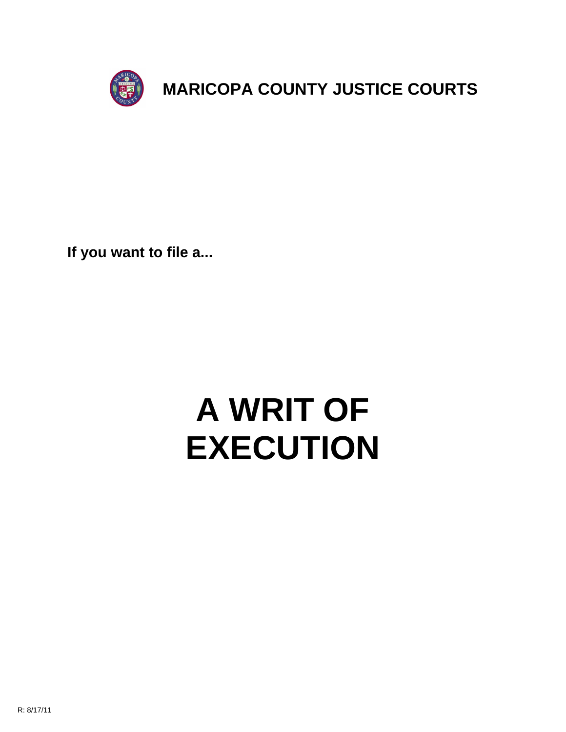# MARICOPA COUNTY JUSTICE COURTS

**If you want to file a...**

# A WRIT OF EXECUTION

R: 8/17/11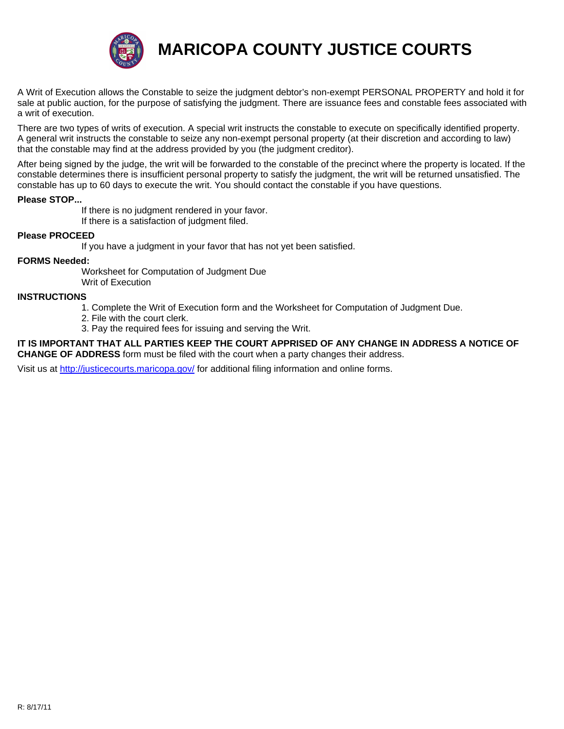# MARICOPA COUNTY JUSTICE COURTS

A Writ of Execution allows the Constable to seize the judgment debtor's non-exempt PERSONAL PROPERTY and hold it for sale at public auction, for the purpose of satisfying the judgment. There are issuance fees and constable fees associated with a writ of execution.

There are two types of writs of execution. A special writ instructs the constable to execute on specifically identified property. A general writ instructs the constable to seize any non-exempt personal property (at their discretion and according to law) that the constable may find at the address provided by you (the judgment creditor).

After being signed by the judge, the writ will be forwarded to the constable of the precinct where the property is located. If the constable determines there is insufficient personal property to satisfy the judgment, the writ will be returned unsatisfied. The constable has up to 60 days to execute the writ. You should contact the constable if you have questions.

**Please STOP...**

If there is no judgment rendered in your favor.
If there is a satisfaction of judgment filed.

**Please PROCEED**

If you have a judgment in your favor that has not yet been satisfied.

**FORMS Needed:**

Worksheet for Computation of Judgment Due
Writ of Execution

**INSTRUCTIONS**

1. Complete the Writ of Execution form and the Worksheet for Computation of Judgment Due.
2. File with the court clerk.
3. Pay the required fees for issuing and serving the Writ.

**IT IS IMPORTANT THAT ALL PARTIES KEEP THE COURT APPRISED OF ANY CHANGE IN ADDRESS A NOTICE OF CHANGE OF ADDRESS** form must be filed with the court when a party changes their address.

Visit us at [http://justicecourts.maricopa.gov/](http://justicecourts.maricopa.gov/) for additional filing information and online forms.

R: 8/17/11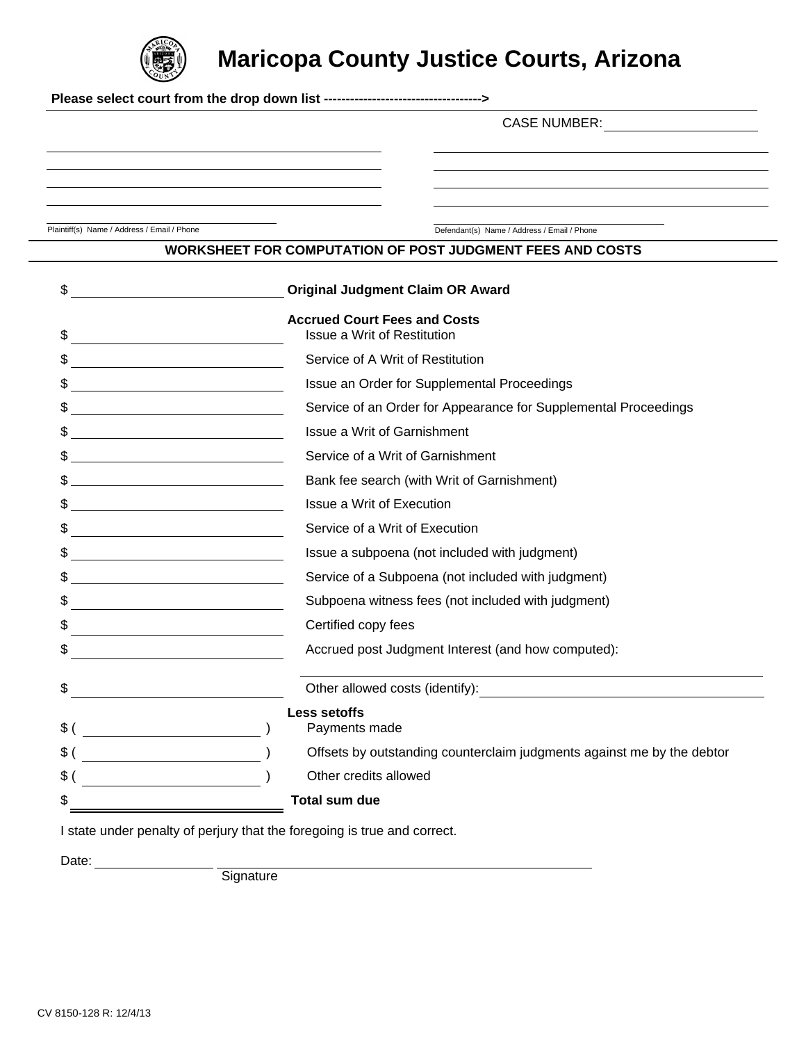# Maricopa County Justice Courts, Arizona

**Please select court from the drop down list ----------------------------------->**

CASE NUMBER: ____________________

Plaintiff(s) Name / Address / Email / Phone

Defendant(s) Name / Address / Email / Phone

## WORKSHEET FOR COMPUTATION OF POST JUDGMENT FEES AND COSTS

$ ____________________ **Original Judgment Claim OR Award**

**Accrued Court Fees and Costs**

$ ____________________ Issue a Writ of Restitution

$ ____________________ Service of A Writ of Restitution

$ ____________________ Issue an Order for Supplemental Proceedings

$ ____________________ Service of an Order for Appearance for Supplemental Proceedings

$ ____________________ Issue a Writ of Garnishment

$ ____________________ Service of a Writ of Garnishment

$ ____________________ Bank fee search (with Writ of Garnishment)

$ ____________________ Issue a Writ of Execution

$ ____________________ Service of a Writ of Execution

$ ____________________ Issue a subpoena (not included with judgment)

$ ____________________ Service of a Subpoena (not included with judgment)

$ ____________________ Subpoena witness fees (not included with judgment)

$ ____________________ Certified copy fees

$ ____________________ Accrued post Judgment Interest (and how computed): ____________________

$ ____________________ Other allowed costs (identify): ____________________

**Less setoffs**

$ ( ____________________ ) Payments made

$ ( ____________________ ) Offsets by outstanding counterclaim judgments against me by the debtor

$ ( ____________________ ) Other credits allowed

$ ____________________ **Total sum due**

I state under penalty of perjury that the foregoing is true and correct.

Date: ______________ ______________________________
Signature

CV 8150-128 R: 12/4/13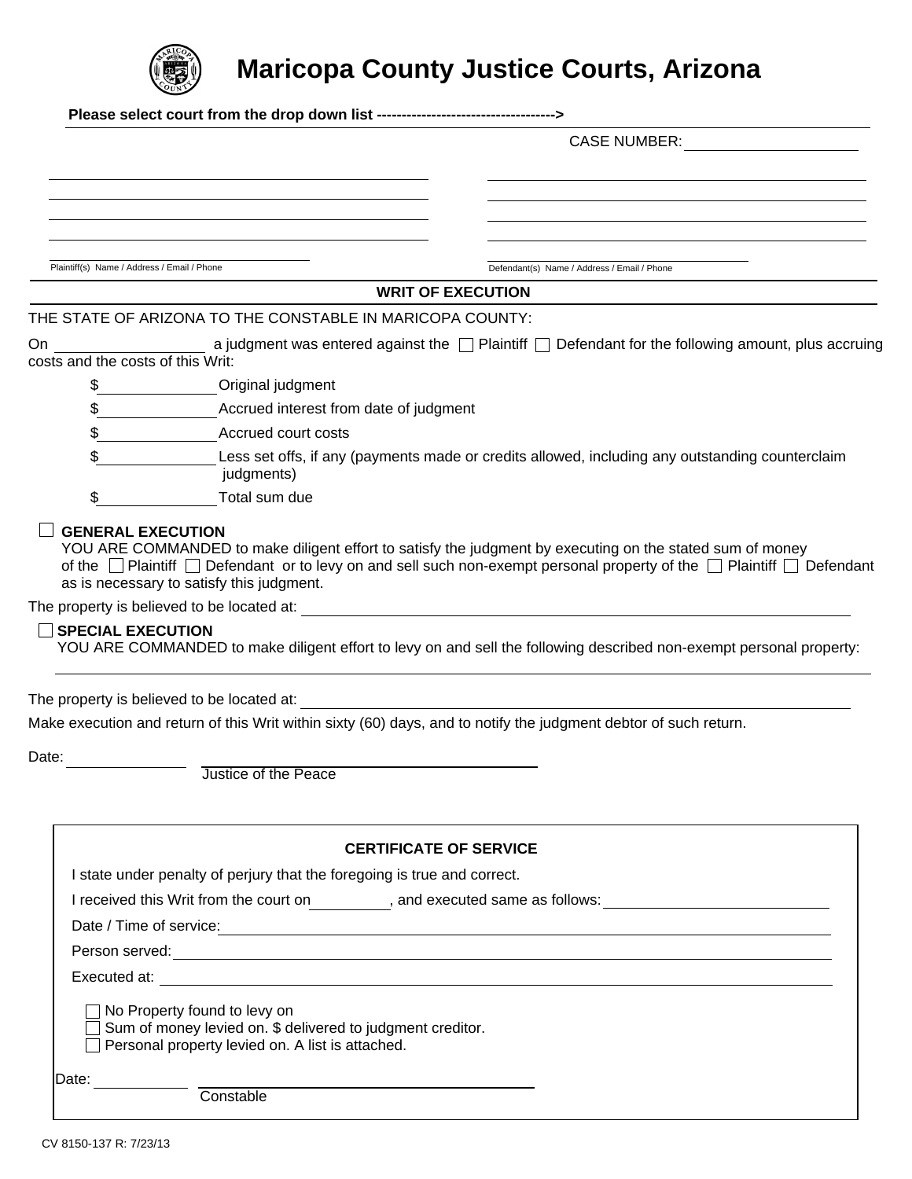# Maricopa County Justice Courts, Arizona

**Please select court from the drop down list ----------------------------------->**

CASE NUMBER: ____________________

| | |
|---|---|
| ______________________________ | ______________________________ |
| ______________________________ | ______________________________ |
| ______________________________ | ______________________________ |
| ______________________________ | ______________________________ |
| Plaintiff(s) Name / Address / Email / Phone | Defendant(s) Name / Address / Email / Phone |

## WRIT OF EXECUTION

THE STATE OF ARIZONA TO THE CONSTABLE IN MARICOPA COUNTY:

On ________________ a judgment was entered against the ☐ Plaintiff ☐ Defendant for the following amount, plus accruing costs and the costs of this Writ:

- $____________ Original judgment
- $____________ Accrued interest from date of judgment
- $____________ Accrued court costs
- $____________ Less set offs, if any (payments made or credits allowed, including any outstanding counterclaim judgments)
- $____________ Total sum due

☐ **GENERAL EXECUTION**
YOU ARE COMMANDED to make diligent effort to satisfy the judgment by executing on the stated sum of money of the ☐ Plaintiff ☐ Defendant or to levy on and sell such non-exempt personal property of the ☐ Plaintiff ☐ Defendant as is necessary to satisfy this judgment.

The property is believed to be located at: ________________________________

☐ **SPECIAL EXECUTION**
YOU ARE COMMANDED to make diligent effort to levy on and sell the following described non-exempt personal property:

________________________________________________________________

The property is believed to be located at: ________________________________

Make execution and return of this Writ within sixty (60) days, and to notify the judgment debtor of such return.

Date: ____________ ______________________________
Justice of the Peace

### CERTIFICATE OF SERVICE

I state under penalty of perjury that the foregoing is true and correct.

I received this Writ from the court on __________, and executed same as follows: ____________________

Date / Time of service: ________________________________

Person served: ________________________________

Executed at: ________________________________

☐ No Property found to levy on
☐ Sum of money levied on. $ delivered to judgment creditor.
☐ Personal property levied on. A list is attached.

Date: ____________ ______________________________
Constable

CV 8150-137 R: 7/23/13